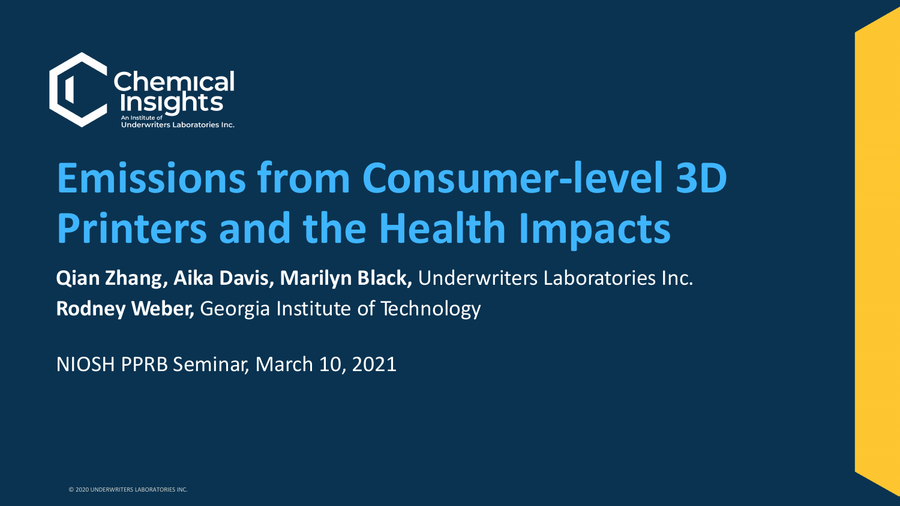Chemical Insights
An Institute of Underwriters Laboratories Inc.

# Emissions from Consumer-level 3D Printers and the Health Impacts

**Qian Zhang, Aika Davis, Marilyn Black,** Underwriters Laboratories Inc.

**Rodney Weber,** Georgia Institute of Technology

NIOSH PPRB Seminar, March 10, 2021

© 2020 UNDERWRITERS LABORATORIES INC.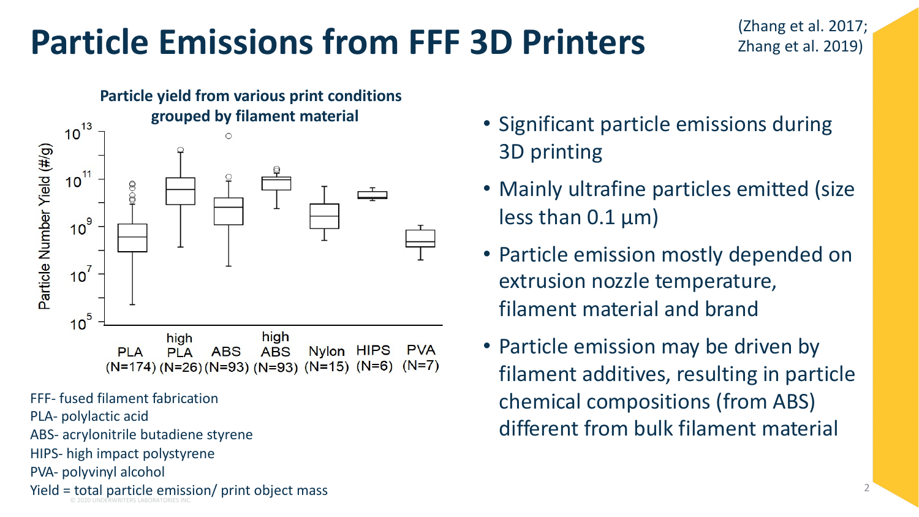# Particle Emissions from FFF 3D Printers

(Zhang et al. 2017; Zhang et al. 2019)

**Particle yield from various print conditions grouped by filament material**

Particle Number Yield (#/g): $10^5$, $10^7$, $10^9$, $10^{11}$, $10^{13}$

PLA (N=174) | high PLA (N=26) | ABS (N=93) | high ABS (N=93) | Nylon (N=15) | HIPS (N=6) | PVA (N=7)

FFF- fused filament fabrication
PLA- polylactic acid
ABS- acrylonitrile butadiene styrene
HIPS- high impact polystyrene
PVA- polyvinyl alcohol
Yield = total particle emission/ print object mass

- Significant particle emissions during 3D printing
- Mainly ultrafine particles emitted (size less than 0.1 µm)
- Particle emission mostly depended on extrusion nozzle temperature, filament material and brand
- Particle emission may be driven by filament additives, resulting in particle chemical compositions (from ABS) different from bulk filament material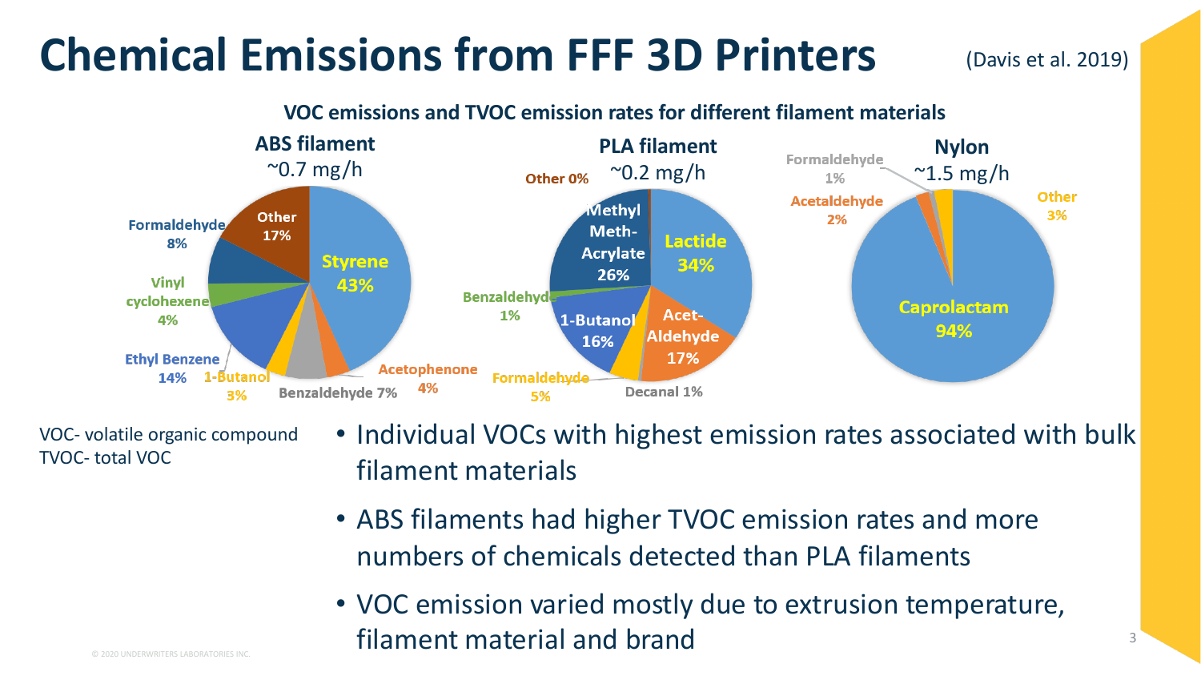# Chemical Emissions from FFF 3D Printers

(Davis et al. 2019)

**VOC emissions and TVOC emission rates for different filament materials**

| ABS filament (~0.7 mg/h) | | PLA filament (~0.2 mg/h) | | Nylon (~1.5 mg/h) | |
|---|---|---|---|---|---|
| Styrene | 43% | Lactide | 34% | Caprolactam | 94% |
| Other | 17% | Methyl Meth-Acrylate | 26% | Other | 3% |
| Ethyl Benzene | 14% | Acet-Aldehyde | 17% | Acetaldehyde | 2% |
| Formaldehyde | 8% | 1-Butanol | 16% | Formaldehyde | 1% |
| Benzaldehyde | 7% | Formaldehyde | 5% | | |
| Vinyl cyclohexene | 4% | Benzaldehyde | 1% | | |
| Acetophenone | 4% | Decanal | 1% | | |
| 1-Butanol | 3% | Other | 0% | | |

VOC- volatile organic compound
TVOC- total VOC

- Individual VOCs with highest emission rates associated with bulk filament materials
- ABS filaments had higher TVOC emission rates and more numbers of chemicals detected than PLA filaments
- VOC emission varied mostly due to extrusion temperature, filament material and brand

© 2020 UNDERWRITERS LABORATORIES INC.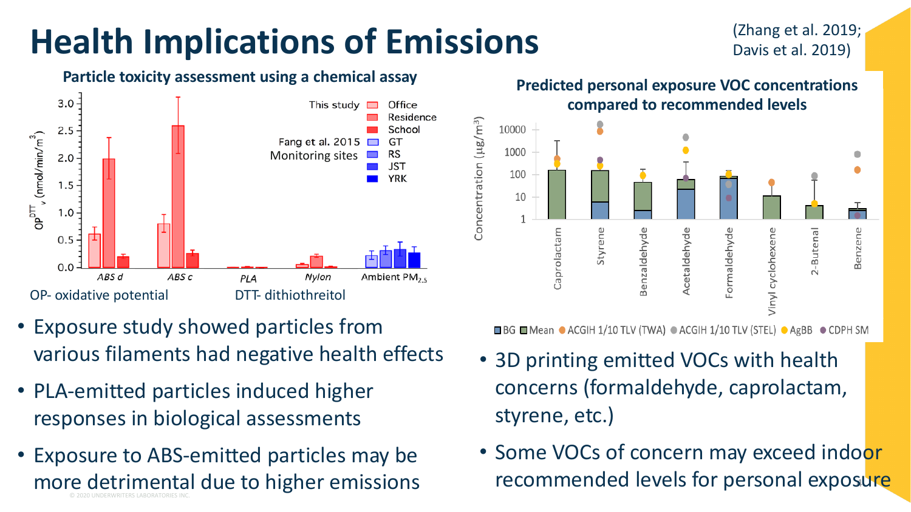# Health Implications of Emissions

(Zhang et al. 2019; Davis et al. 2019)

**Particle toxicity assessment using a chemical assay**

$OP^{DTT}_v$ (nmol/min/m$^3$)

3.0
2.5
2.0
1.5
1.0
0.5
0.0

This study: Office, Residence, School

Fang et al. 2015 Monitoring sites: GT, RS, JST, YRK

*ABS d*, *ABS c*, *PLA*, *Nylon*, Ambient $PM_{2.5}$

OP- oxidative potential

DTT- dithiothreitol

- Exposure study showed particles from various filaments had negative health effects
- PLA-emitted particles induced higher responses in biological assessments
- Exposure to ABS-emitted particles may be more detrimental due to higher emissions

**Predicted personal exposure VOC concentrations compared to recommended levels**

Concentration (μg/m$^3$)

10000
1000
100
10
1

Caprolactam, Styrene, Benzaldehyde, Acetaldehyde, Formaldehyde, Vinyl cyclohexene, 2-Butenal, Benzene

BG, Mean, ACGIH 1/10 TLV (TWA), ACGIH 1/10 TLV (STEL), AgBB, CDPH SM

- 3D printing emitted VOCs with health concerns (formaldehyde, caprolactam, styrene, etc.)
- Some VOCs of concern may exceed indoor recommended levels for personal exposure

© 2020 UNDERWRITERS LABORATORIES INC.